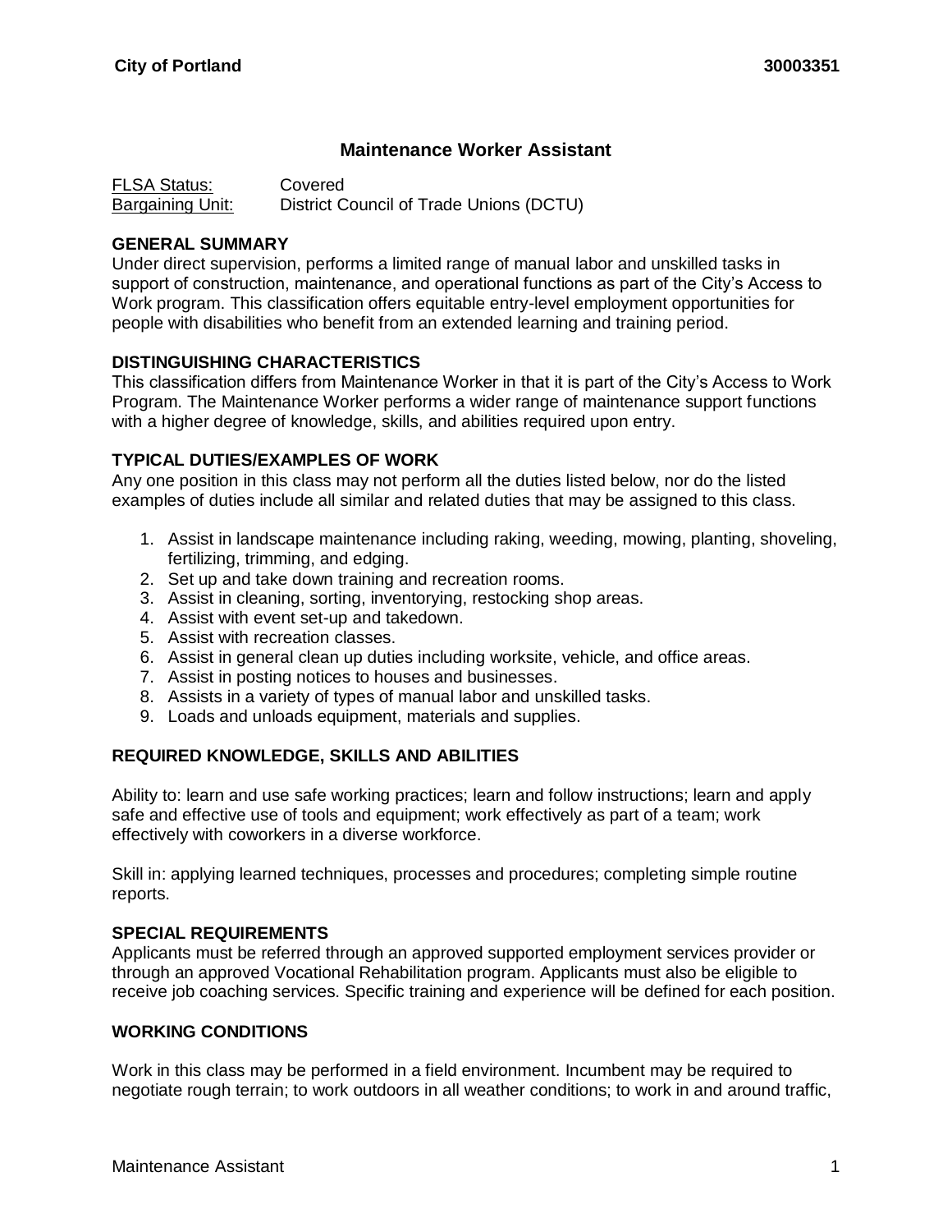# Maintenance Worker Assistant

FLSA Status: Covered
Bargaining Unit: District Council of Trade Unions (DCTU)

## GENERAL SUMMARY

Under direct supervision, performs a limited range of manual labor and unskilled tasks in support of construction, maintenance, and operational functions as part of the City's Access to Work program. This classification offers equitable entry-level employment opportunities for people with disabilities who benefit from an extended learning and training period.

## DISTINGUISHING CHARACTERISTICS

This classification differs from Maintenance Worker in that it is part of the City's Access to Work Program. The Maintenance Worker performs a wider range of maintenance support functions with a higher degree of knowledge, skills, and abilities required upon entry.

## TYPICAL DUTIES/EXAMPLES OF WORK

Any one position in this class may not perform all the duties listed below, nor do the listed examples of duties include all similar and related duties that may be assigned to this class.

1. Assist in landscape maintenance including raking, weeding, mowing, planting, shoveling, fertilizing, trimming, and edging.
2. Set up and take down training and recreation rooms.
3. Assist in cleaning, sorting, inventorying, restocking shop areas.
4. Assist with event set-up and takedown.
5. Assist with recreation classes.
6. Assist in general clean up duties including worksite, vehicle, and office areas.
7. Assist in posting notices to houses and businesses.
8. Assists in a variety of types of manual labor and unskilled tasks.
9. Loads and unloads equipment, materials and supplies.

## REQUIRED KNOWLEDGE, SKILLS AND ABILITIES

Ability to: learn and use safe working practices; learn and follow instructions; learn and apply safe and effective use of tools and equipment; work effectively as part of a team; work effectively with coworkers in a diverse workforce.

Skill in: applying learned techniques, processes and procedures; completing simple routine reports.

## SPECIAL REQUIREMENTS

Applicants must be referred through an approved supported employment services provider or through an approved Vocational Rehabilitation program. Applicants must also be eligible to receive job coaching services. Specific training and experience will be defined for each position.

## WORKING CONDITIONS

Work in this class may be performed in a field environment. Incumbent may be required to negotiate rough terrain; to work outdoors in all weather conditions; to work in and around traffic,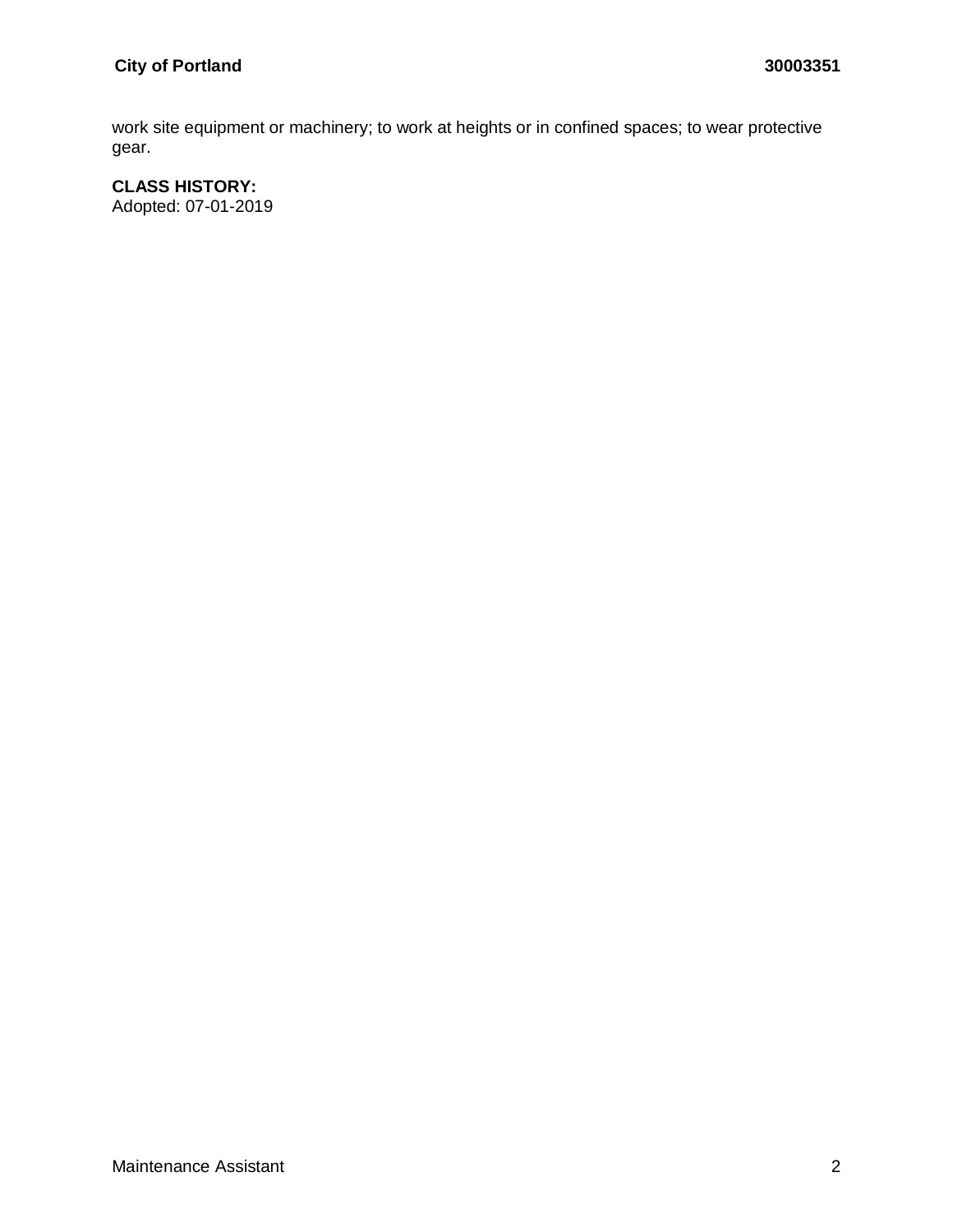work site equipment or machinery; to work at heights or in confined spaces; to wear protective gear.

**CLASS HISTORY:**
Adopted: 07-01-2019